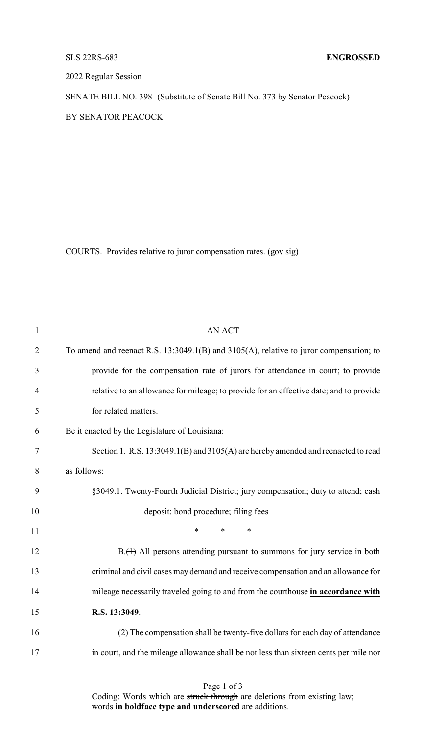SLS 22RS-683 **ENGROSSED**

2022 Regular Session

SENATE BILL NO. 398 (Substitute of Senate Bill No. 373 by Senator Peacock)

BY SENATOR PEACOCK

COURTS. Provides relative to juror compensation rates. (gov sig)

AN ACT

To amend and reenact R.S. 13:3049.1(B) and 3105(A), relative to juror compensation; to provide for the compensation rate of jurors for attendance in court; to provide relative to an allowance for mileage; to provide for an effective date; and to provide for related matters.

Be it enacted by the Legislature of Louisiana:

Section 1. R.S. 13:3049.1(B) and 3105(A) are hereby amended and reenacted to read as follows:

§3049.1. Twenty-Fourth Judicial District; jury compensation; duty to attend; cash deposit; bond procedure; filing fees

\* \* \*

B.~~(1)~~ All persons attending pursuant to summons for jury service in both criminal and civil cases may demand and receive compensation and an allowance for mileage necessarily traveled going to and from the courthouse **in accordance with R.S. 13:3049**.

~~(2) The compensation shall be twenty-five dollars for each day of attendance in court, and the mileage allowance shall be not less than sixteen cents per mile nor~~

Coding: Words which are ~~struck through~~ are deletions from existing law; words **in boldface type and underscored** are additions.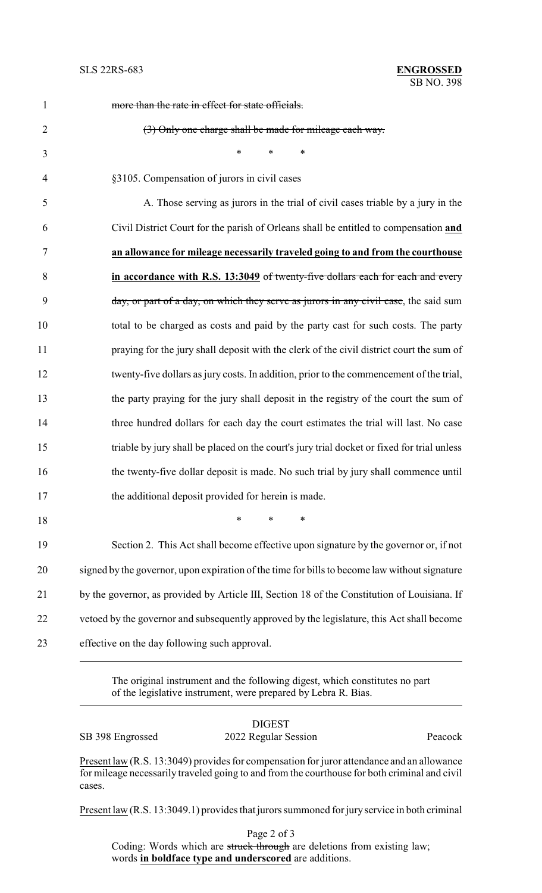~~more than the rate in effect for state officials.~~

~~(3) Only one charge shall be made for mileage each way.~~

\* \* \*

§3105. Compensation of jurors in civil cases

A. Those serving as jurors in the trial of civil cases triable by a jury in the Civil District Court for the parish of Orleans shall be entitled to compensation <u>**and an allowance for mileage necessarily traveled going to and from the courthouse in accordance with R.S. 13:3049**</u> ~~of twenty-five dollars each for each and every day, or part of a day, on which they serve as jurors in any civil case~~, the said sum total to be charged as costs and paid by the party cast for such costs. The party praying for the jury shall deposit with the clerk of the civil district court the sum of twenty-five dollars as jury costs. In addition, prior to the commencement of the trial, the party praying for the jury shall deposit in the registry of the court the sum of three hundred dollars for each day the court estimates the trial will last. No case triable by jury shall be placed on the court's jury trial docket or fixed for trial unless the twenty-five dollar deposit is made. No such trial by jury shall commence until the additional deposit provided for herein is made.

\* \* \*

Section 2. This Act shall become effective upon signature by the governor or, if not signed by the governor, upon expiration of the time for bills to become law without signature by the governor, as provided by Article III, Section 18 of the Constitution of Louisiana. If vetoed by the governor and subsequently approved by the legislature, this Act shall become effective on the day following such approval.

---

The original instrument and the following digest, which constitutes no part of the legislative instrument, were prepared by Lebra R. Bias.

---

DIGEST

SB 398 Engrossed | 2022 Regular Session | Peacock

<u>Present law</u> (R.S. 13:3049) provides for compensation for juror attendance and an allowance for mileage necessarily traveled going to and from the courthouse for both criminal and civil cases.

<u>Present law</u> (R.S. 13:3049.1) provides that jurors summoned for jury service in both criminal

Coding: Words which are ~~struck through~~ are deletions from existing law; words <u>**in boldface type and underscored**</u> are additions.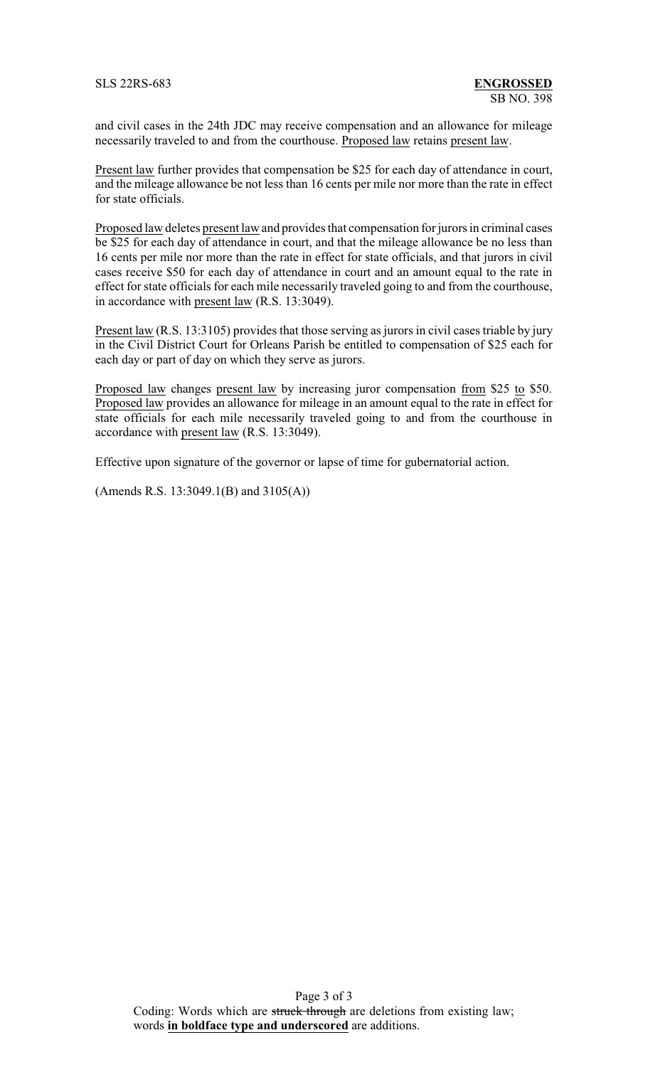and civil cases in the 24th JDC may receive compensation and an allowance for mileage necessarily traveled to and from the courthouse. Proposed law retains present law.

Present law further provides that compensation be $25 for each day of attendance in court, and the mileage allowance be not less than 16 cents per mile nor more than the rate in effect for state officials.

Proposed law deletes present law and provides that compensation for jurors in criminal cases be $25 for each day of attendance in court, and that the mileage allowance be no less than 16 cents per mile nor more than the rate in effect for state officials, and that jurors in civil cases receive $50 for each day of attendance in court and an amount equal to the rate in effect for state officials for each mile necessarily traveled going to and from the courthouse, in accordance with present law (R.S. 13:3049).

Present law (R.S. 13:3105) provides that those serving as jurors in civil cases triable by jury in the Civil District Court for Orleans Parish be entitled to compensation of $25 each for each day or part of day on which they serve as jurors.

Proposed law changes present law by increasing juror compensation from $25 to $50. Proposed law provides an allowance for mileage in an amount equal to the rate in effect for state officials for each mile necessarily traveled going to and from the courthouse in accordance with present law (R.S. 13:3049).

Effective upon signature of the governor or lapse of time for gubernatorial action.

(Amends R.S. 13:3049.1(B) and 3105(A))